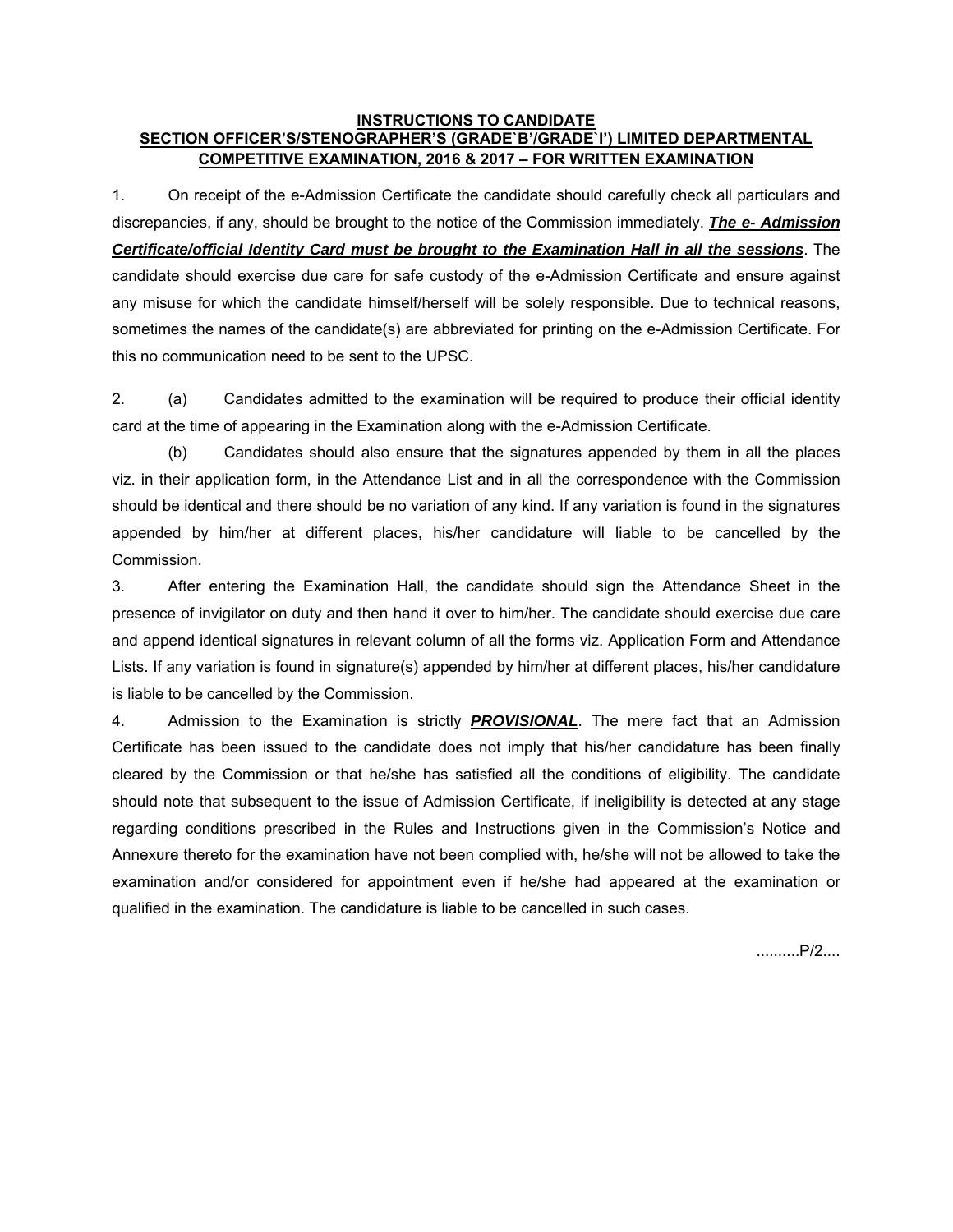**INSTRUCTIONS TO CANDIDATE**
**SECTION OFFICER'S/STENOGRAPHER'S (GRADE`B'/GRADE`I') LIMITED DEPARTMENTAL COMPETITIVE EXAMINATION, 2016 & 2017 – FOR WRITTEN EXAMINATION**

1. On receipt of the e-Admission Certificate the candidate should carefully check all particulars and discrepancies, if any, should be brought to the notice of the Commission immediately. ***The e- Admission Certificate/official Identity Card must be brought to the Examination Hall in all the sessions***. The candidate should exercise due care for safe custody of the e-Admission Certificate and ensure against any misuse for which the candidate himself/herself will be solely responsible. Due to technical reasons, sometimes the names of the candidate(s) are abbreviated for printing on the e-Admission Certificate. For this no communication need to be sent to the UPSC.

2. (a) Candidates admitted to the examination will be required to produce their official identity card at the time of appearing in the Examination along with the e-Admission Certificate.

(b) Candidates should also ensure that the signatures appended by them in all the places viz. in their application form, in the Attendance List and in all the correspondence with the Commission should be identical and there should be no variation of any kind. If any variation is found in the signatures appended by him/her at different places, his/her candidature will liable to be cancelled by the Commission.

3. After entering the Examination Hall, the candidate should sign the Attendance Sheet in the presence of invigilator on duty and then hand it over to him/her. The candidate should exercise due care and append identical signatures in relevant column of all the forms viz. Application Form and Attendance Lists. If any variation is found in signature(s) appended by him/her at different places, his/her candidature is liable to be cancelled by the Commission.

4. Admission to the Examination is strictly ***PROVISIONAL***. The mere fact that an Admission Certificate has been issued to the candidate does not imply that his/her candidature has been finally cleared by the Commission or that he/she has satisfied all the conditions of eligibility. The candidate should note that subsequent to the issue of Admission Certificate, if ineligibility is detected at any stage regarding conditions prescribed in the Rules and Instructions given in the Commission's Notice and Annexure thereto for the examination have not been complied with, he/she will not be allowed to take the examination and/or considered for appointment even if he/she had appeared at the examination or qualified in the examination. The candidature is liable to be cancelled in such cases.

..........P/2....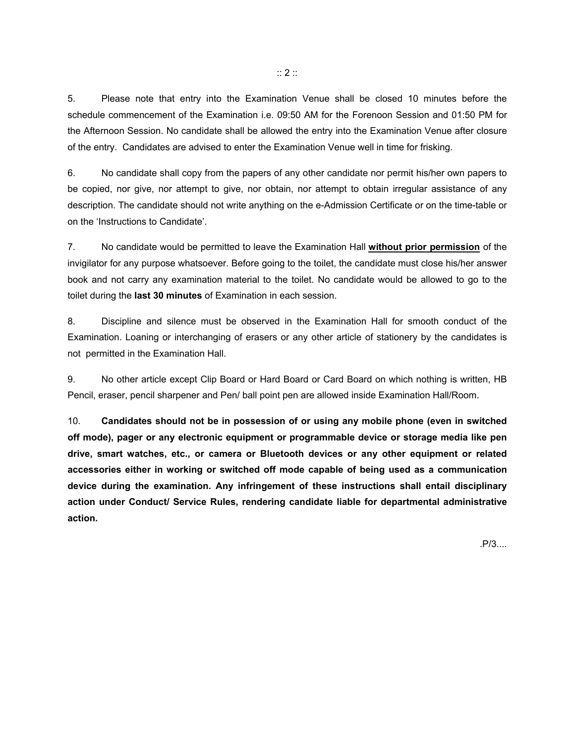5. Please note that entry into the Examination Venue shall be closed 10 minutes before the schedule commencement of the Examination i.e. 09:50 AM for the Forenoon Session and 01:50 PM for the Afternoon Session. No candidate shall be allowed the entry into the Examination Venue after closure of the entry. Candidates are advised to enter the Examination Venue well in time for frisking.

6. No candidate shall copy from the papers of any other candidate nor permit his/her own papers to be copied, nor give, nor attempt to give, nor obtain, nor attempt to obtain irregular assistance of any description. The candidate should not write anything on the e-Admission Certificate or on the time-table or on the 'Instructions to Candidate'.

7. No candidate would be permitted to leave the Examination Hall **without prior permission** of the invigilator for any purpose whatsoever. Before going to the toilet, the candidate must close his/her answer book and not carry any examination material to the toilet. No candidate would be allowed to go to the toilet during the **last 30 minutes** of Examination in each session.

8. Discipline and silence must be observed in the Examination Hall for smooth conduct of the Examination. Loaning or interchanging of erasers or any other article of stationery by the candidates is not permitted in the Examination Hall.

9. No other article except Clip Board or Hard Board or Card Board on which nothing is written, HB Pencil, eraser, pencil sharpener and Pen/ ball point pen are allowed inside Examination Hall/Room.

10. **Candidates should not be in possession of or using any mobile phone (even in switched off mode), pager or any electronic equipment or programmable device or storage media like pen drive, smart watches, etc., or camera or Bluetooth devices or any other equipment or related accessories either in working or switched off mode capable of being used as a communication device during the examination. Any infringement of these instructions shall entail disciplinary action under Conduct/ Service Rules, rendering candidate liable for departmental administrative action.**

.P/3....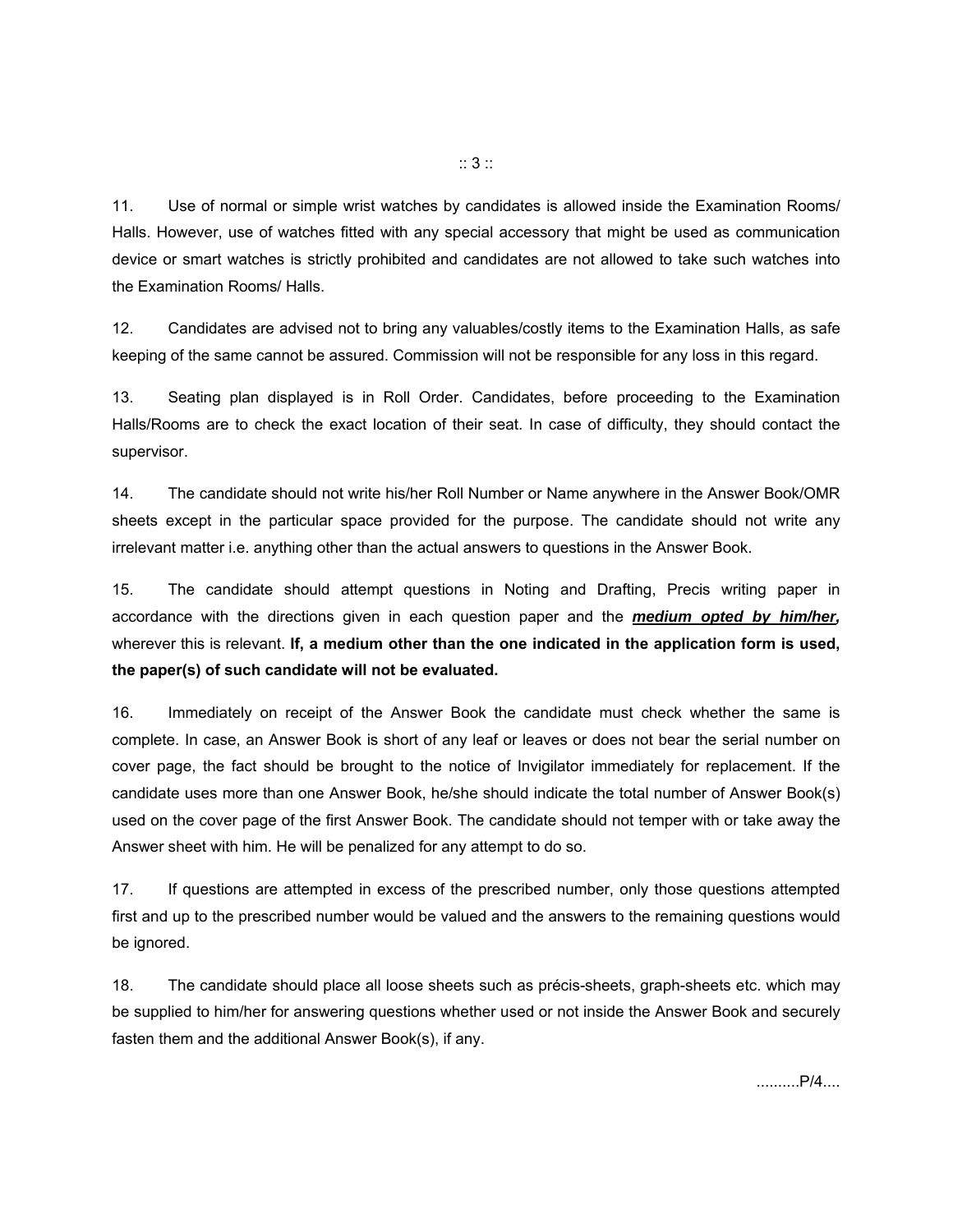11. Use of normal or simple wrist watches by candidates is allowed inside the Examination Rooms/ Halls. However, use of watches fitted with any special accessory that might be used as communication device or smart watches is strictly prohibited and candidates are not allowed to take such watches into the Examination Rooms/ Halls.

12. Candidates are advised not to bring any valuables/costly items to the Examination Halls, as safe keeping of the same cannot be assured. Commission will not be responsible for any loss in this regard.

13. Seating plan displayed is in Roll Order. Candidates, before proceeding to the Examination Halls/Rooms are to check the exact location of their seat. In case of difficulty, they should contact the supervisor.

14. The candidate should not write his/her Roll Number or Name anywhere in the Answer Book/OMR sheets except in the particular space provided for the purpose. The candidate should not write any irrelevant matter i.e. anything other than the actual answers to questions in the Answer Book.

15. The candidate should attempt questions in Noting and Drafting, Precis writing paper in accordance with the directions given in each question paper and the ***medium opted by him/her,*** wherever this is relevant. **If, a medium other than the one indicated in the application form is used, the paper(s) of such candidate will not be evaluated.**

16. Immediately on receipt of the Answer Book the candidate must check whether the same is complete. In case, an Answer Book is short of any leaf or leaves or does not bear the serial number on cover page, the fact should be brought to the notice of Invigilator immediately for replacement. If the candidate uses more than one Answer Book, he/she should indicate the total number of Answer Book(s) used on the cover page of the first Answer Book. The candidate should not temper with or take away the Answer sheet with him. He will be penalized for any attempt to do so.

17. If questions are attempted in excess of the prescribed number, only those questions attempted first and up to the prescribed number would be valued and the answers to the remaining questions would be ignored.

18. The candidate should place all loose sheets such as précis-sheets, graph-sheets etc. which may be supplied to him/her for answering questions whether used or not inside the Answer Book and securely fasten them and the additional Answer Book(s), if any.

..........P/4....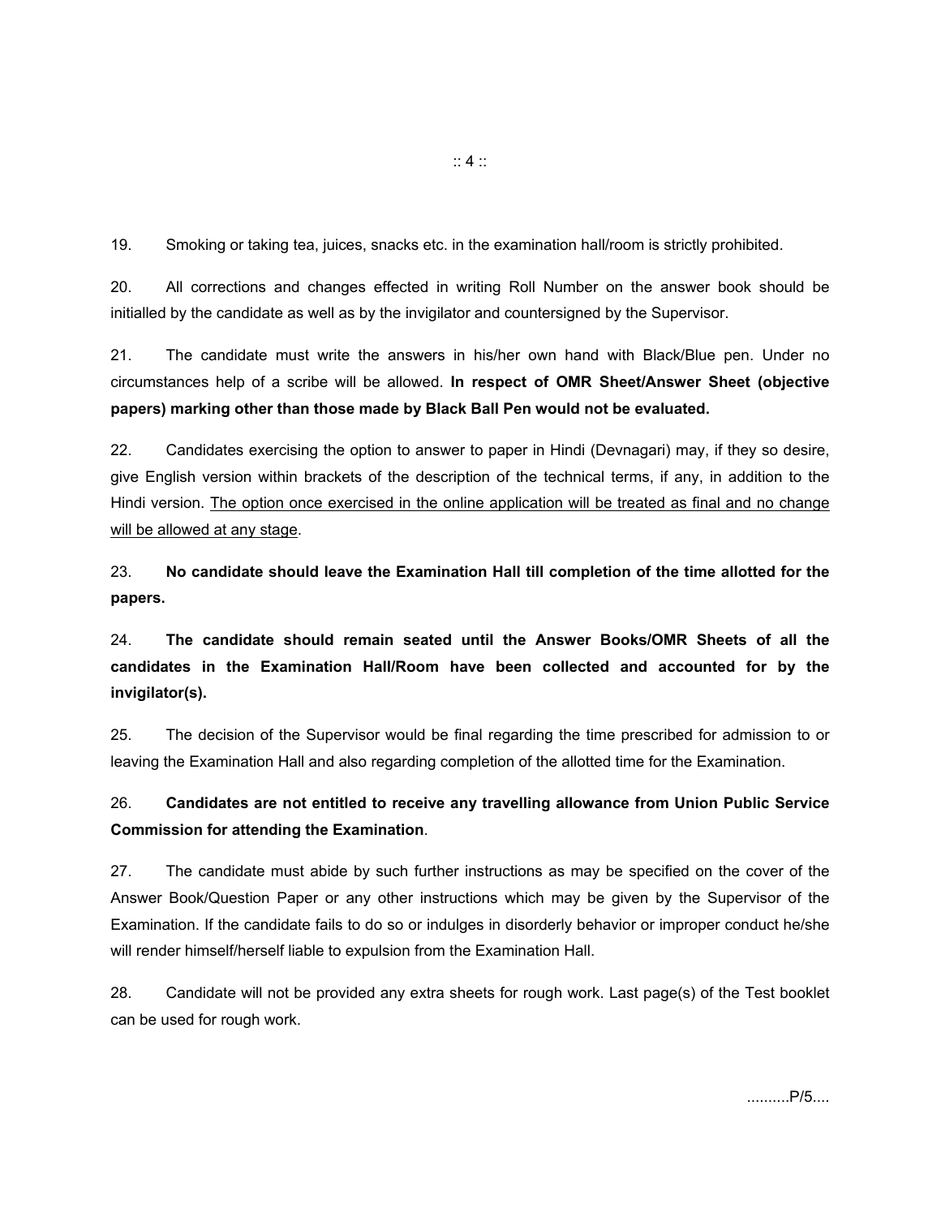19. Smoking or taking tea, juices, snacks etc. in the examination hall/room is strictly prohibited.

20. All corrections and changes effected in writing Roll Number on the answer book should be initialled by the candidate as well as by the invigilator and countersigned by the Supervisor.

21. The candidate must write the answers in his/her own hand with Black/Blue pen. Under no circumstances help of a scribe will be allowed. **In respect of OMR Sheet/Answer Sheet (objective papers) marking other than those made by Black Ball Pen would not be evaluated.**

22. Candidates exercising the option to answer to paper in Hindi (Devnagari) may, if they so desire, give English version within brackets of the description of the technical terms, if any, in addition to the Hindi version. <u>The option once exercised in the online application will be treated as final and no change will be allowed at any stage</u>.

23. **No candidate should leave the Examination Hall till completion of the time allotted for the papers.**

24. **The candidate should remain seated until the Answer Books/OMR Sheets of all the candidates in the Examination Hall/Room have been collected and accounted for by the invigilator(s).**

25. The decision of the Supervisor would be final regarding the time prescribed for admission to or leaving the Examination Hall and also regarding completion of the allotted time for the Examination.

26. **Candidates are not entitled to receive any travelling allowance from Union Public Service Commission for attending the Examination**.

27. The candidate must abide by such further instructions as may be specified on the cover of the Answer Book/Question Paper or any other instructions which may be given by the Supervisor of the Examination. If the candidate fails to do so or indulges in disorderly behavior or improper conduct he/she will render himself/herself liable to expulsion from the Examination Hall.

28. Candidate will not be provided any extra sheets for rough work. Last page(s) of the Test booklet can be used for rough work.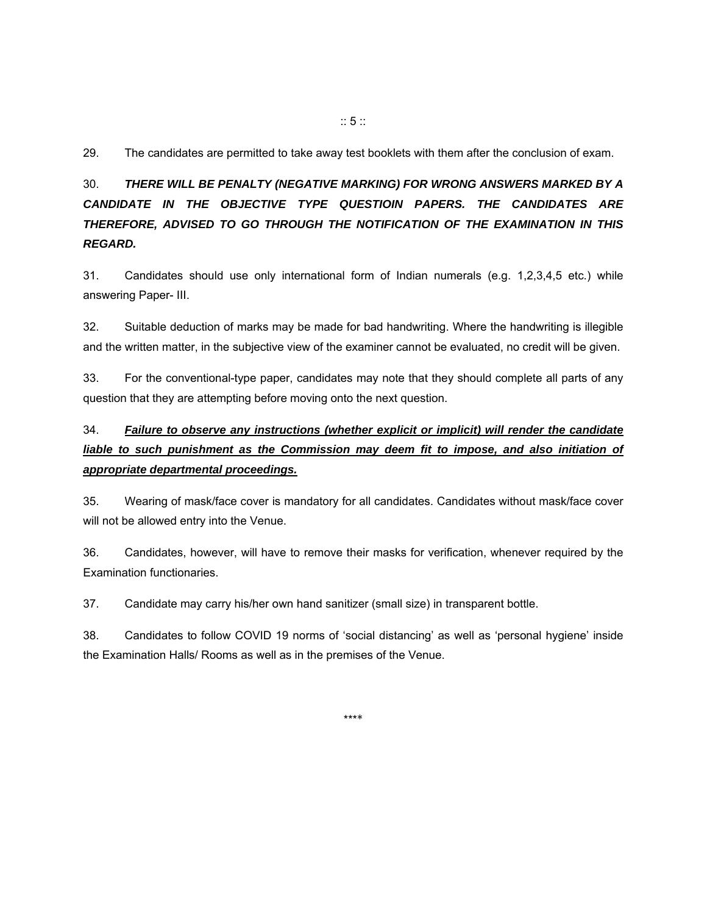29. The candidates are permitted to take away test booklets with them after the conclusion of exam.

30. ***THERE WILL BE PENALTY (NEGATIVE MARKING) FOR WRONG ANSWERS MARKED BY A CANDIDATE IN THE OBJECTIVE TYPE QUESTIOIN PAPERS. THE CANDIDATES ARE THEREFORE, ADVISED TO GO THROUGH THE NOTIFICATION OF THE EXAMINATION IN THIS REGARD.***

31. Candidates should use only international form of Indian numerals (e.g. 1,2,3,4,5 etc.) while answering Paper- III.

32. Suitable deduction of marks may be made for bad handwriting. Where the handwriting is illegible and the written matter, in the subjective view of the examiner cannot be evaluated, no credit will be given.

33. For the conventional-type paper, candidates may note that they should complete all parts of any question that they are attempting before moving onto the next question.

34. <u>***Failure to observe any instructions (whether explicit or implicit) will render the candidate liable to such punishment as the Commission may deem fit to impose, and also initiation of appropriate departmental proceedings.***</u>

35. Wearing of mask/face cover is mandatory for all candidates. Candidates without mask/face cover will not be allowed entry into the Venue.

36. Candidates, however, will have to remove their masks for verification, whenever required by the Examination functionaries.

37. Candidate may carry his/her own hand sanitizer (small size) in transparent bottle.

38. Candidates to follow COVID 19 norms of 'social distancing' as well as 'personal hygiene' inside the Examination Halls/ Rooms as well as in the premises of the Venue.

****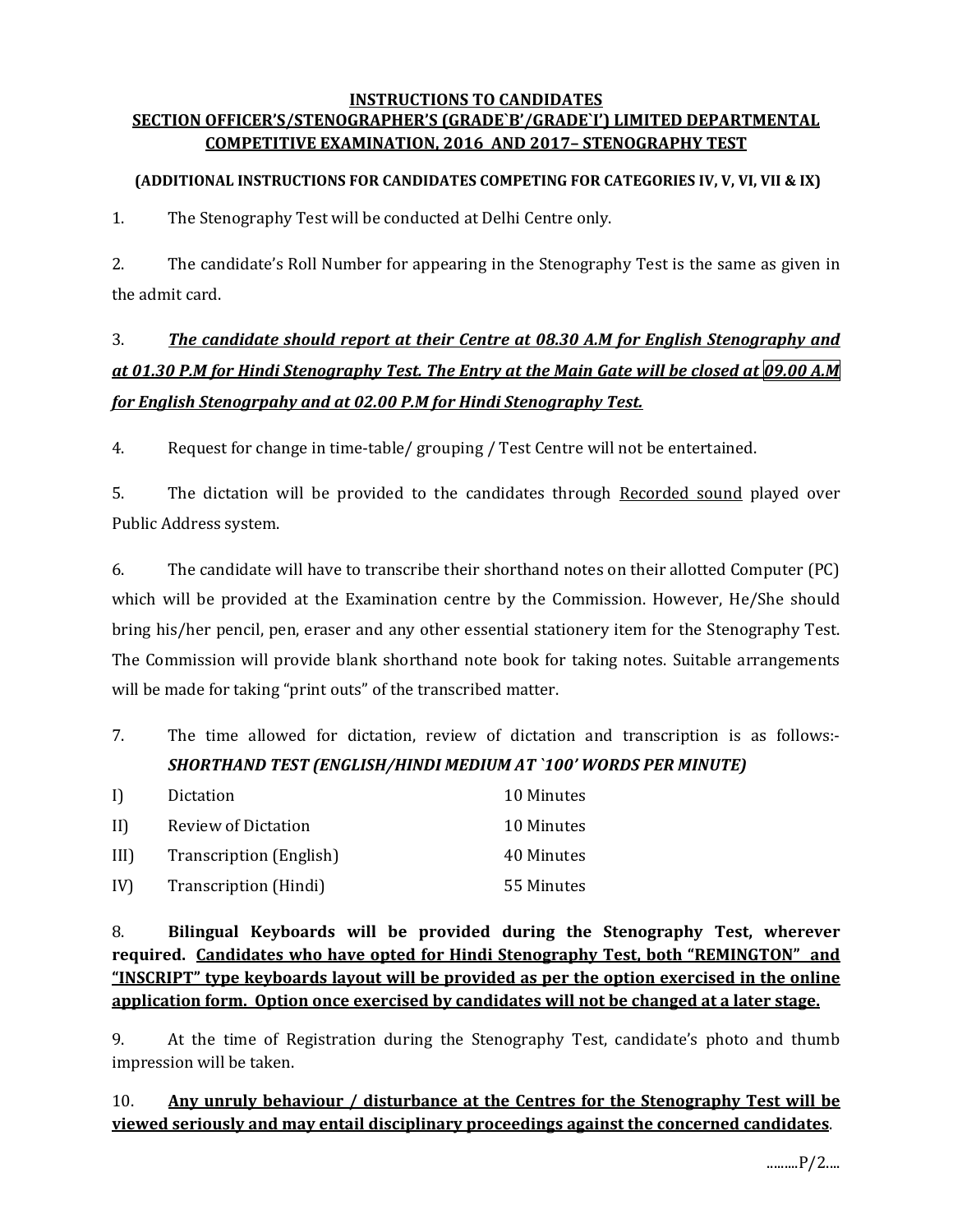# INSTRUCTIONS TO CANDIDATES

## SECTION OFFICER'S/STENOGRAPHER'S (GRADE`B'/GRADE`I') LIMITED DEPARTMENTAL COMPETITIVE EXAMINATION, 2016 AND 2017– STENOGRAPHY TEST

**(ADDITIONAL INSTRUCTIONS FOR CANDIDATES COMPETING FOR CATEGORIES IV, V, VI, VII & IX)**

1. The Stenography Test will be conducted at Delhi Centre only.

2. The candidate's Roll Number for appearing in the Stenography Test is the same as given in the admit card.

3. ***The candidate should report at their Centre at 08.30 A.M for English Stenography and at 01.30 P.M for Hindi Stenography Test. The Entry at the Main Gate will be closed at 09.00 A.M for English Stenogrpahy and at 02.00 P.M for Hindi Stenography Test.***

4. Request for change in time-table/ grouping / Test Centre will not be entertained.

5. The dictation will be provided to the candidates through Recorded sound played over Public Address system.

6. The candidate will have to transcribe their shorthand notes on their allotted Computer (PC) which will be provided at the Examination centre by the Commission. However, He/She should bring his/her pencil, pen, eraser and any other essential stationery item for the Stenography Test. The Commission will provide blank shorthand note book for taking notes. Suitable arrangements will be made for taking "print outs" of the transcribed matter.

7. The time allowed for dictation, review of dictation and transcription is as follows:-

***SHORTHAND TEST (ENGLISH/HINDI MEDIUM AT `100' WORDS PER MINUTE)***

| | | |
|---|---|---|
| I) | Dictation | 10 Minutes |
| II) | Review of Dictation | 10 Minutes |
| III) | Transcription (English) | 40 Minutes |
| IV) | Transcription (Hindi) | 55 Minutes |

8. **Bilingual Keyboards will be provided during the Stenography Test, wherever required. Candidates who have opted for Hindi Stenography Test, both "REMINGTON" and "INSCRIPT" type keyboards layout will be provided as per the option exercised in the online application form. Option once exercised by candidates will not be changed at a later stage.**

9. At the time of Registration during the Stenography Test, candidate's photo and thumb impression will be taken.

10. **Any unruly behaviour / disturbance at the Centres for the Stenography Test will be viewed seriously and may entail disciplinary proceedings against the concerned candidates**.

.........P/2....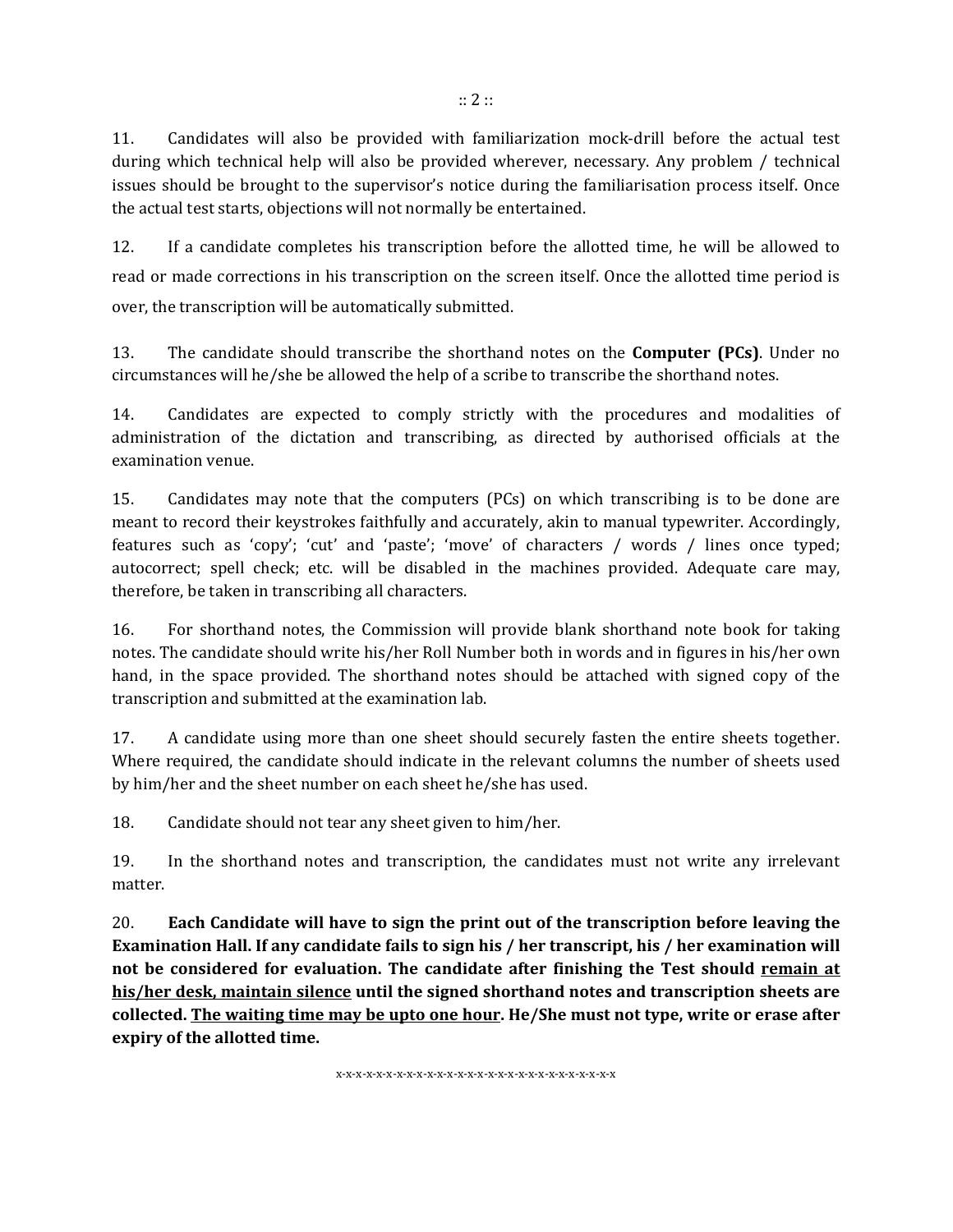11. Candidates will also be provided with familiarization mock-drill before the actual test during which technical help will also be provided wherever, necessary. Any problem / technical issues should be brought to the supervisor's notice during the familiarisation process itself. Once the actual test starts, objections will not normally be entertained.

12. If a candidate completes his transcription before the allotted time, he will be allowed to read or made corrections in his transcription on the screen itself. Once the allotted time period is over, the transcription will be automatically submitted.

13. The candidate should transcribe the shorthand notes on the **Computer (PCs)**. Under no circumstances will he/she be allowed the help of a scribe to transcribe the shorthand notes.

14. Candidates are expected to comply strictly with the procedures and modalities of administration of the dictation and transcribing, as directed by authorised officials at the examination venue.

15. Candidates may note that the computers (PCs) on which transcribing is to be done are meant to record their keystrokes faithfully and accurately, akin to manual typewriter. Accordingly, features such as 'copy'; 'cut' and 'paste'; 'move' of characters / words / lines once typed; autocorrect; spell check; etc. will be disabled in the machines provided. Adequate care may, therefore, be taken in transcribing all characters.

16. For shorthand notes, the Commission will provide blank shorthand note book for taking notes. The candidate should write his/her Roll Number both in words and in figures in his/her own hand, in the space provided. The shorthand notes should be attached with signed copy of the transcription and submitted at the examination lab.

17. A candidate using more than one sheet should securely fasten the entire sheets together. Where required, the candidate should indicate in the relevant columns the number of sheets used by him/her and the sheet number on each sheet he/she has used.

18. Candidate should not tear any sheet given to him/her.

19. In the shorthand notes and transcription, the candidates must not write any irrelevant matter.

20. **Each Candidate will have to sign the print out of the transcription before leaving the Examination Hall. If any candidate fails to sign his / her transcript, his / her examination will not be considered for evaluation. The candidate after finishing the Test should <u>remain at his/her desk, maintain silence</u> until the signed shorthand notes and transcription sheets are collected. <u>The waiting time may be upto one hour</u>. He/She must not type, write or erase after expiry of the allotted time.**

x-x-x-x-x-x-x-x-x-x-x-x-x-x-x-x-x-x-x-x-x-x-x-x-x-x-x-x-x-x-x